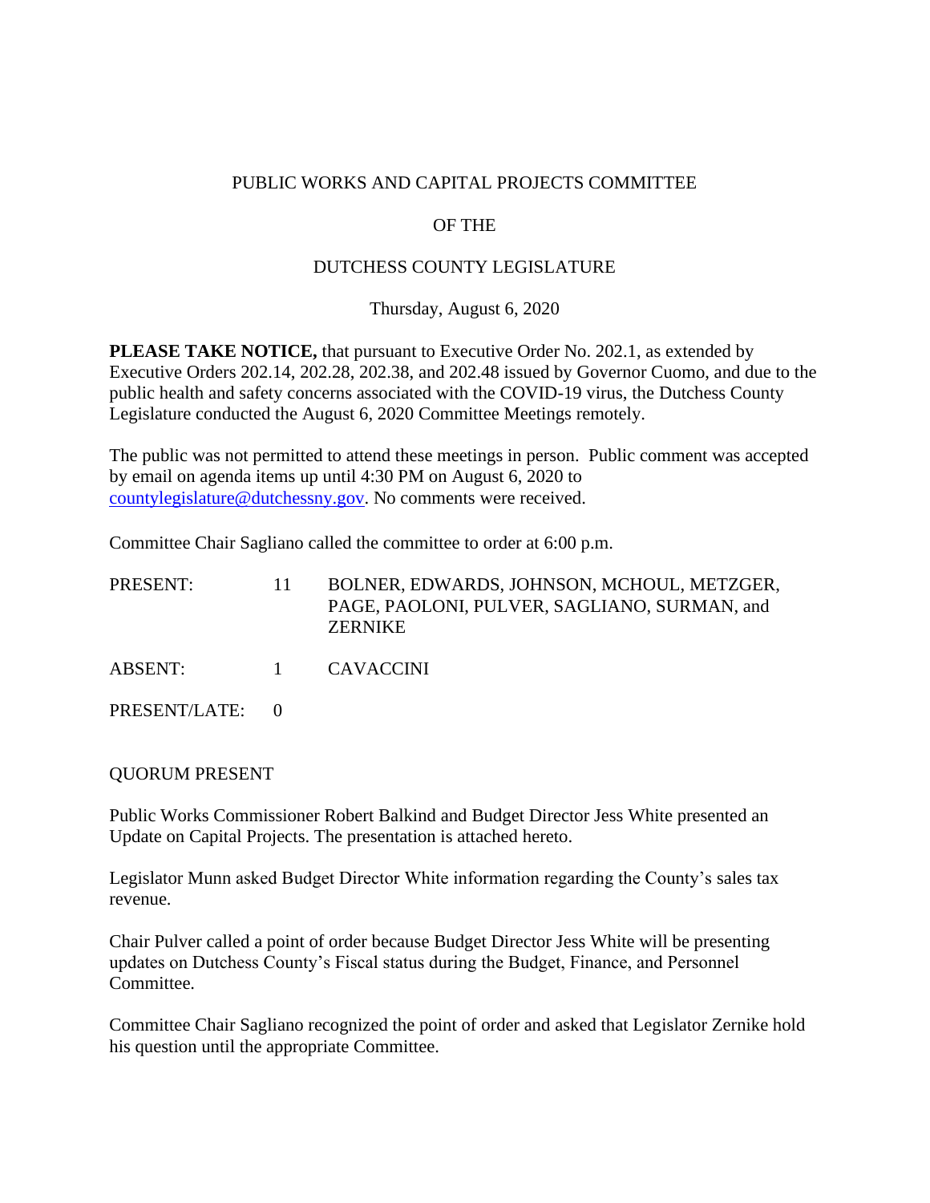PUBLIC WORKS AND CAPITAL PROJECTS COMMITTEE

OF THE

DUTCHESS COUNTY LEGISLATURE

Thursday, August 6, 2020

**PLEASE TAKE NOTICE,** that pursuant to Executive Order No. 202.1, as extended by Executive Orders 202.14, 202.28, 202.38, and 202.48 issued by Governor Cuomo, and due to the public health and safety concerns associated with the COVID-19 virus, the Dutchess County Legislature conducted the August 6, 2020 Committee Meetings remotely.

The public was not permitted to attend these meetings in person. Public comment was accepted by email on agenda items up until 4:30 PM on August 6, 2020 to countylegislature@dutchessny.gov. No comments were received.

Committee Chair Sagliano called the committee to order at 6:00 p.m.

| | | |
|---|---|---|
| PRESENT: | 11 | BOLNER, EDWARDS, JOHNSON, MCHOUL, METZGER, PAGE, PAOLONI, PULVER, SAGLIANO, SURMAN, and ZERNIKE |
| ABSENT: | 1 | CAVACCINI |
| PRESENT/LATE: | 0 | |

QUORUM PRESENT

Public Works Commissioner Robert Balkind and Budget Director Jess White presented an Update on Capital Projects. The presentation is attached hereto.

Legislator Munn asked Budget Director White information regarding the County's sales tax revenue.

Chair Pulver called a point of order because Budget Director Jess White will be presenting updates on Dutchess County's Fiscal status during the Budget, Finance, and Personnel Committee.

Committee Chair Sagliano recognized the point of order and asked that Legislator Zernike hold his question until the appropriate Committee.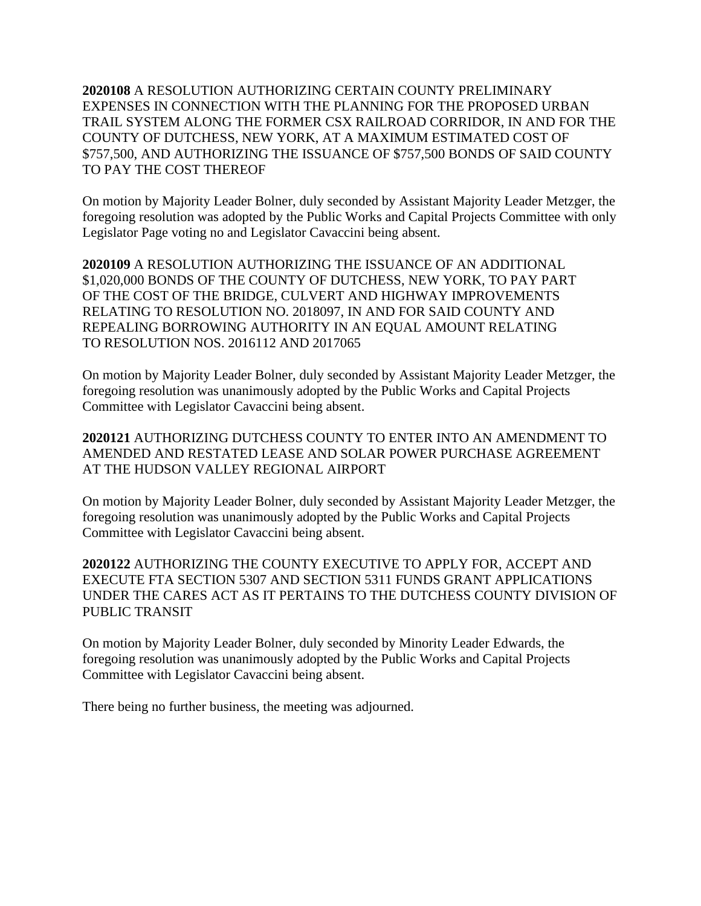**2020108** A RESOLUTION AUTHORIZING CERTAIN COUNTY PRELIMINARY EXPENSES IN CONNECTION WITH THE PLANNING FOR THE PROPOSED URBAN TRAIL SYSTEM ALONG THE FORMER CSX RAILROAD CORRIDOR, IN AND FOR THE COUNTY OF DUTCHESS, NEW YORK, AT A MAXIMUM ESTIMATED COST OF $757,500, AND AUTHORIZING THE ISSUANCE OF $757,500 BONDS OF SAID COUNTY TO PAY THE COST THEREOF

On motion by Majority Leader Bolner, duly seconded by Assistant Majority Leader Metzger, the foregoing resolution was adopted by the Public Works and Capital Projects Committee with only Legislator Page voting no and Legislator Cavaccini being absent.

**2020109** A RESOLUTION AUTHORIZING THE ISSUANCE OF AN ADDITIONAL $1,020,000 BONDS OF THE COUNTY OF DUTCHESS, NEW YORK, TO PAY PART OF THE COST OF THE BRIDGE, CULVERT AND HIGHWAY IMPROVEMENTS RELATING TO RESOLUTION NO. 2018097, IN AND FOR SAID COUNTY AND REPEALING BORROWING AUTHORITY IN AN EQUAL AMOUNT RELATING TO RESOLUTION NOS. 2016112 AND 2017065

On motion by Majority Leader Bolner, duly seconded by Assistant Majority Leader Metzger, the foregoing resolution was unanimously adopted by the Public Works and Capital Projects Committee with Legislator Cavaccini being absent.

**2020121** AUTHORIZING DUTCHESS COUNTY TO ENTER INTO AN AMENDMENT TO AMENDED AND RESTATED LEASE AND SOLAR POWER PURCHASE AGREEMENT AT THE HUDSON VALLEY REGIONAL AIRPORT

On motion by Majority Leader Bolner, duly seconded by Assistant Majority Leader Metzger, the foregoing resolution was unanimously adopted by the Public Works and Capital Projects Committee with Legislator Cavaccini being absent.

**2020122** AUTHORIZING THE COUNTY EXECUTIVE TO APPLY FOR, ACCEPT AND EXECUTE FTA SECTION 5307 AND SECTION 5311 FUNDS GRANT APPLICATIONS UNDER THE CARES ACT AS IT PERTAINS TO THE DUTCHESS COUNTY DIVISION OF PUBLIC TRANSIT

On motion by Majority Leader Bolner, duly seconded by Minority Leader Edwards, the foregoing resolution was unanimously adopted by the Public Works and Capital Projects Committee with Legislator Cavaccini being absent.

There being no further business, the meeting was adjourned.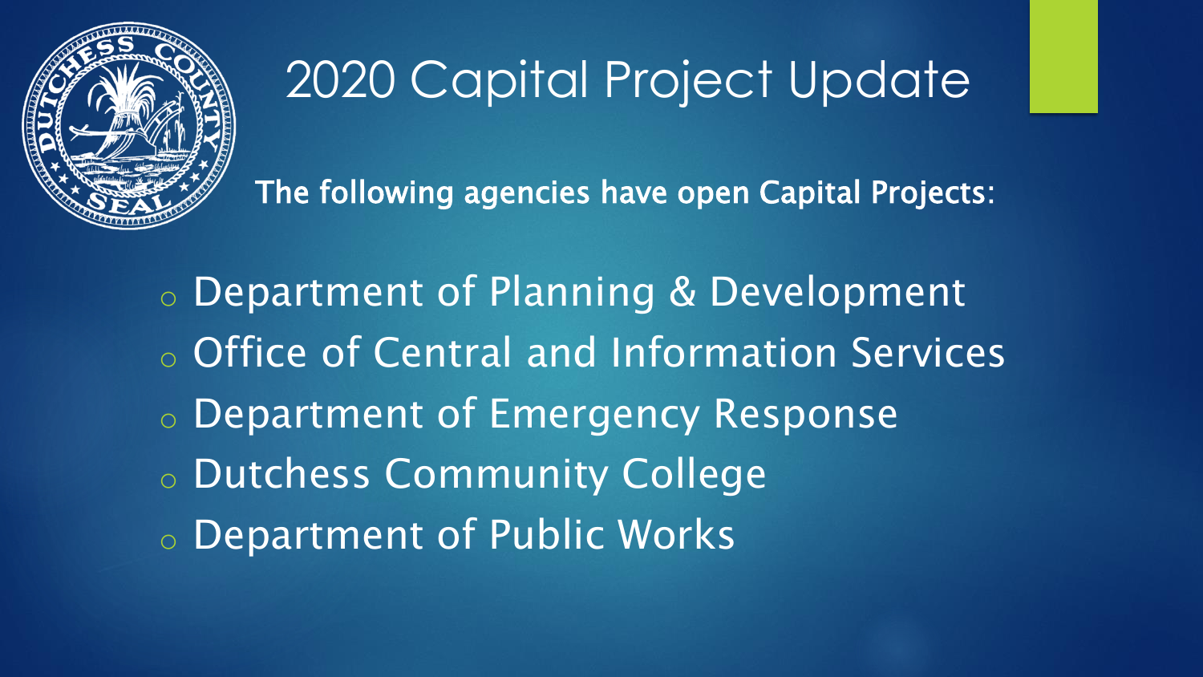# 2020 Capital Project Update

**The following agencies have open Capital Projects:**

- Department of Planning & Development
- Office of Central and Information Services
- Department of Emergency Response
- Dutchess Community College
- Department of Public Works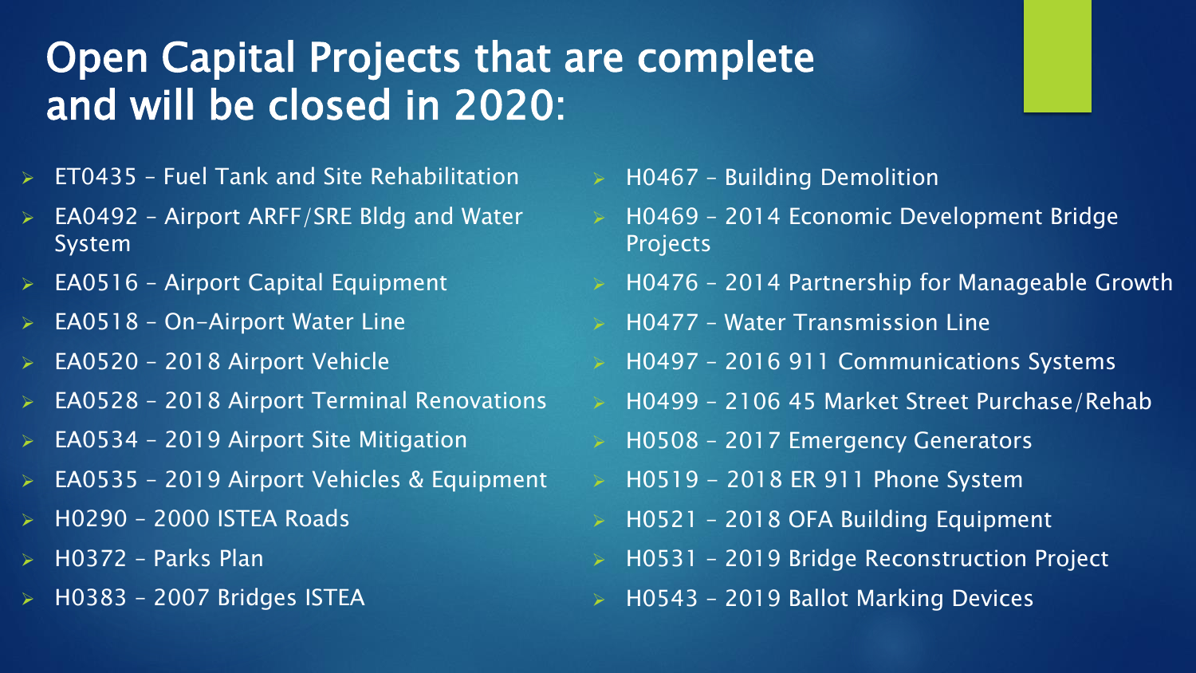# Open Capital Projects that are complete and will be closed in 2020:

- ET0435 – Fuel Tank and Site Rehabilitation
- EA0492 – Airport ARFF/SRE Bldg and Water System
- EA0516 – Airport Capital Equipment
- EA0518 – On-Airport Water Line
- EA0520 – 2018 Airport Vehicle
- EA0528 – 2018 Airport Terminal Renovations
- EA0534 – 2019 Airport Site Mitigation
- EA0535 – 2019 Airport Vehicles & Equipment
- H0290 – 2000 ISTEA Roads
- H0372 – Parks Plan
- H0383 – 2007 Bridges ISTEA
- H0467 – Building Demolition
- H0469 – 2014 Economic Development Bridge Projects
- H0476 – 2014 Partnership for Manageable Growth
- H0477 – Water Transmission Line
- H0497 – 2016 911 Communications Systems
- H0499 – 2106 45 Market Street Purchase/Rehab
- H0508 – 2017 Emergency Generators
- H0519 – 2018 ER 911 Phone System
- H0521 – 2018 OFA Building Equipment
- H0531 – 2019 Bridge Reconstruction Project
- H0543 – 2019 Ballot Marking Devices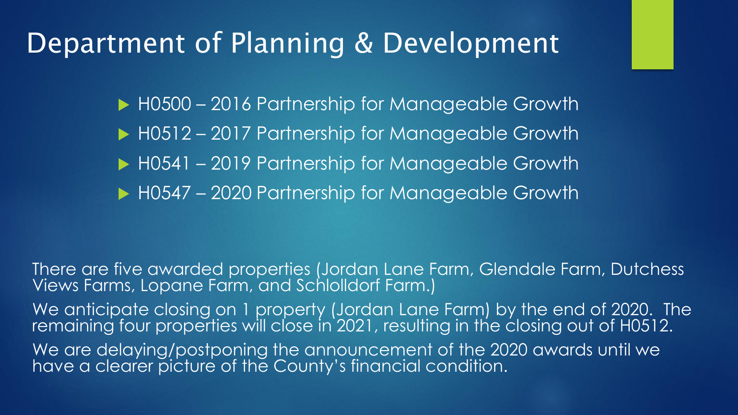# Department of Planning & Development

- H0500 – 2016 Partnership for Manageable Growth
- H0512 – 2017 Partnership for Manageable Growth
- H0541 – 2019 Partnership for Manageable Growth
- H0547 – 2020 Partnership for Manageable Growth

There are five awarded properties (Jordan Lane Farm, Glendale Farm, Dutchess Views Farms, Lopane Farm, and Schlolldorf Farm.)

We anticipate closing on 1 property (Jordan Lane Farm) by the end of 2020. The remaining four properties will close in 2021, resulting in the closing out of H0512.

We are delaying/postponing the announcement of the 2020 awards until we have a clearer picture of the County's financial condition.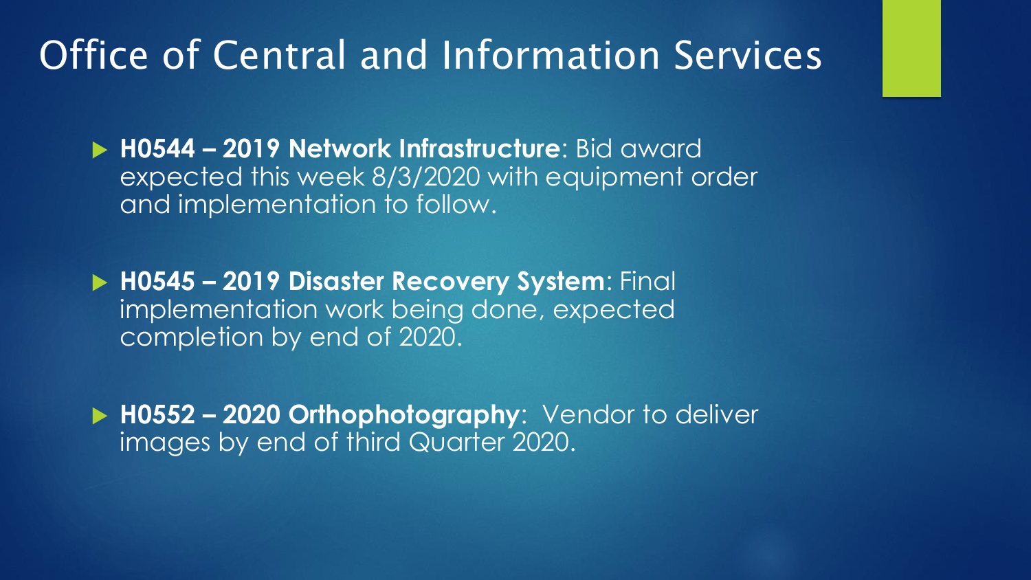# Office of Central and Information Services

- **H0544 – 2019 Network Infrastructure**: Bid award expected this week 8/3/2020 with equipment order and implementation to follow.
- **H0545 – 2019 Disaster Recovery System**: Final implementation work being done, expected completion by end of 2020.
- **H0552 – 2020 Orthophotography**: Vendor to deliver images by end of third Quarter 2020.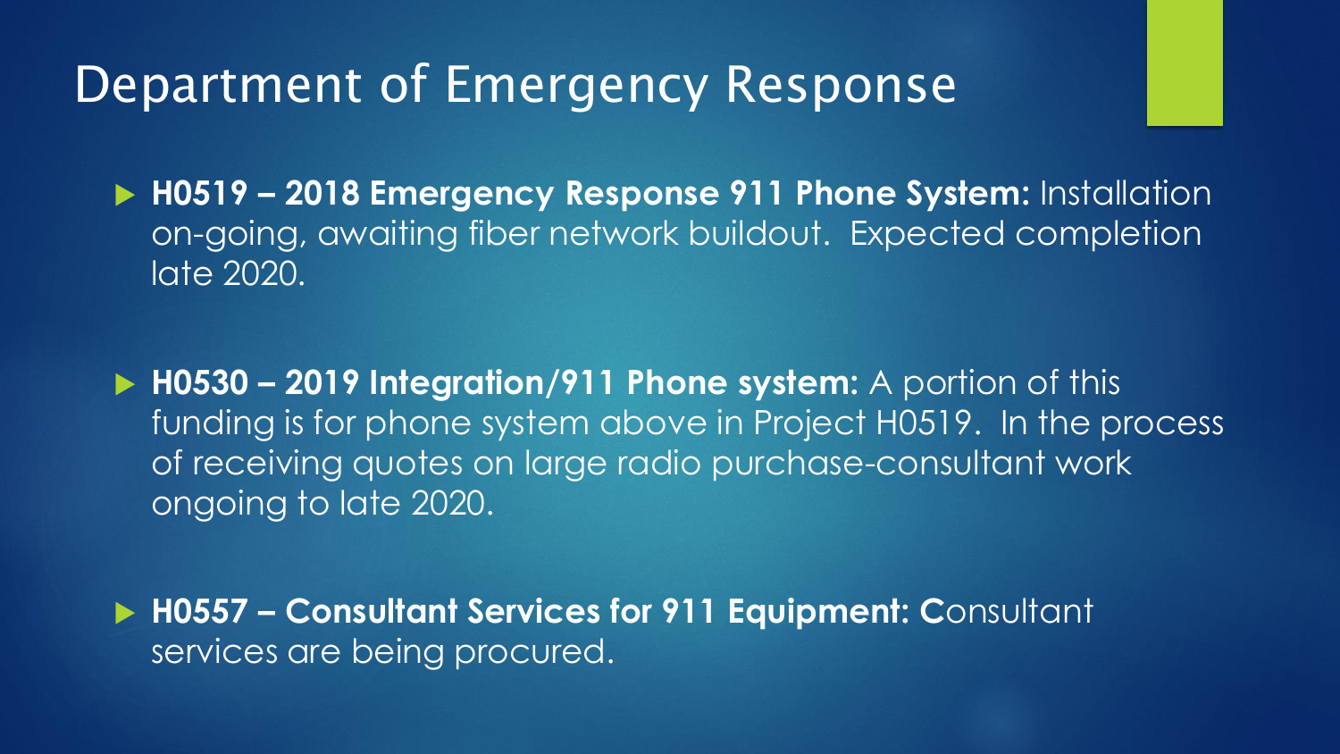# Department of Emergency Response

- **H0519 – 2018 Emergency Response 911 Phone System:** Installation on-going, awaiting fiber network buildout. Expected completion late 2020.

- **H0530 – 2019 Integration/911 Phone system:** A portion of this funding is for phone system above in Project H0519. In the process of receiving quotes on large radio purchase-consultant work ongoing to late 2020.

- **H0557 – Consultant Services for 911 Equipment: C**onsultant services are being procured.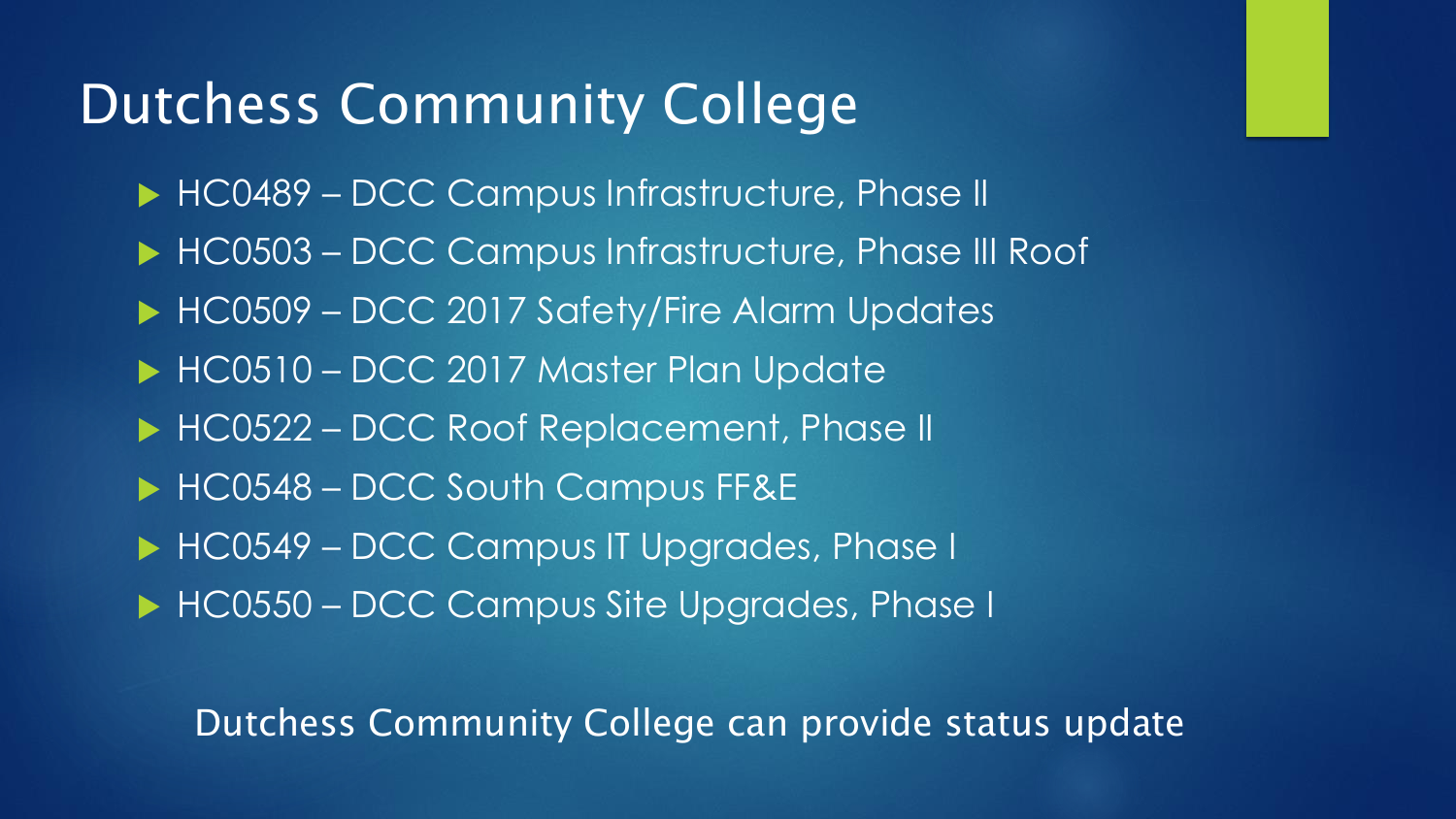# Dutchess Community College

- HC0489 – DCC Campus Infrastructure, Phase II
- HC0503 – DCC Campus Infrastructure, Phase III Roof
- HC0509 – DCC 2017 Safety/Fire Alarm Updates
- HC0510 – DCC 2017 Master Plan Update
- HC0522 – DCC Roof Replacement, Phase II
- HC0548 – DCC South Campus FF&E
- HC0549 – DCC Campus IT Upgrades, Phase I
- HC0550 – DCC Campus Site Upgrades, Phase I

Dutchess Community College can provide status update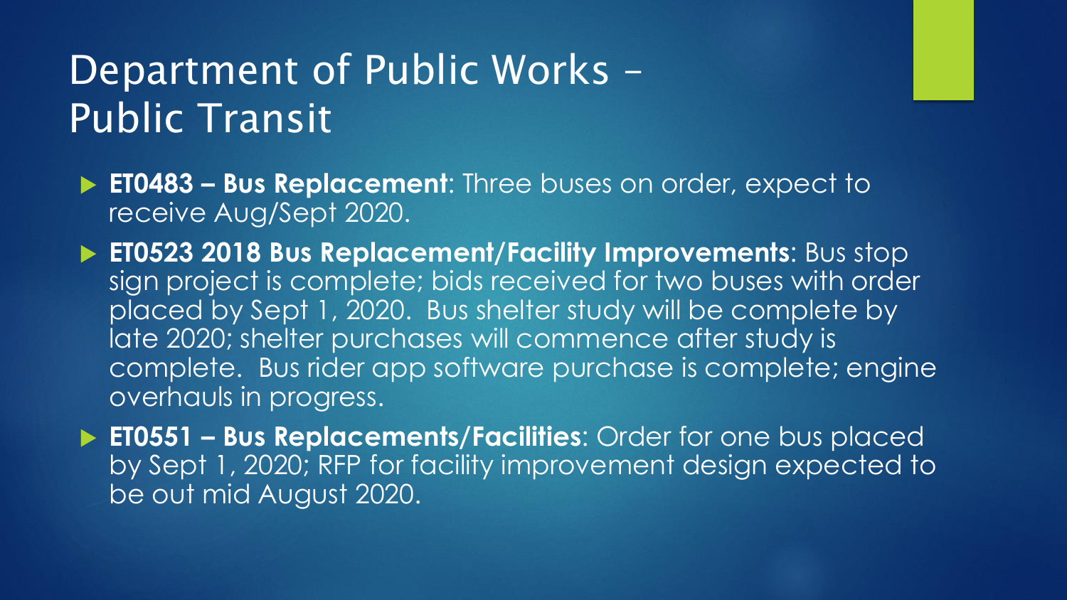# Department of Public Works – Public Transit

- **ET0483 – Bus Replacement**: Three buses on order, expect to receive Aug/Sept 2020.
- **ET0523 2018 Bus Replacement/Facility Improvements**: Bus stop sign project is complete; bids received for two buses with order placed by Sept 1, 2020. Bus shelter study will be complete by late 2020; shelter purchases will commence after study is complete. Bus rider app software purchase is complete; engine overhauls in progress.
- **ET0551 – Bus Replacements/Facilities**: Order for one bus placed by Sept 1, 2020; RFP for facility improvement design expected to be out mid August 2020.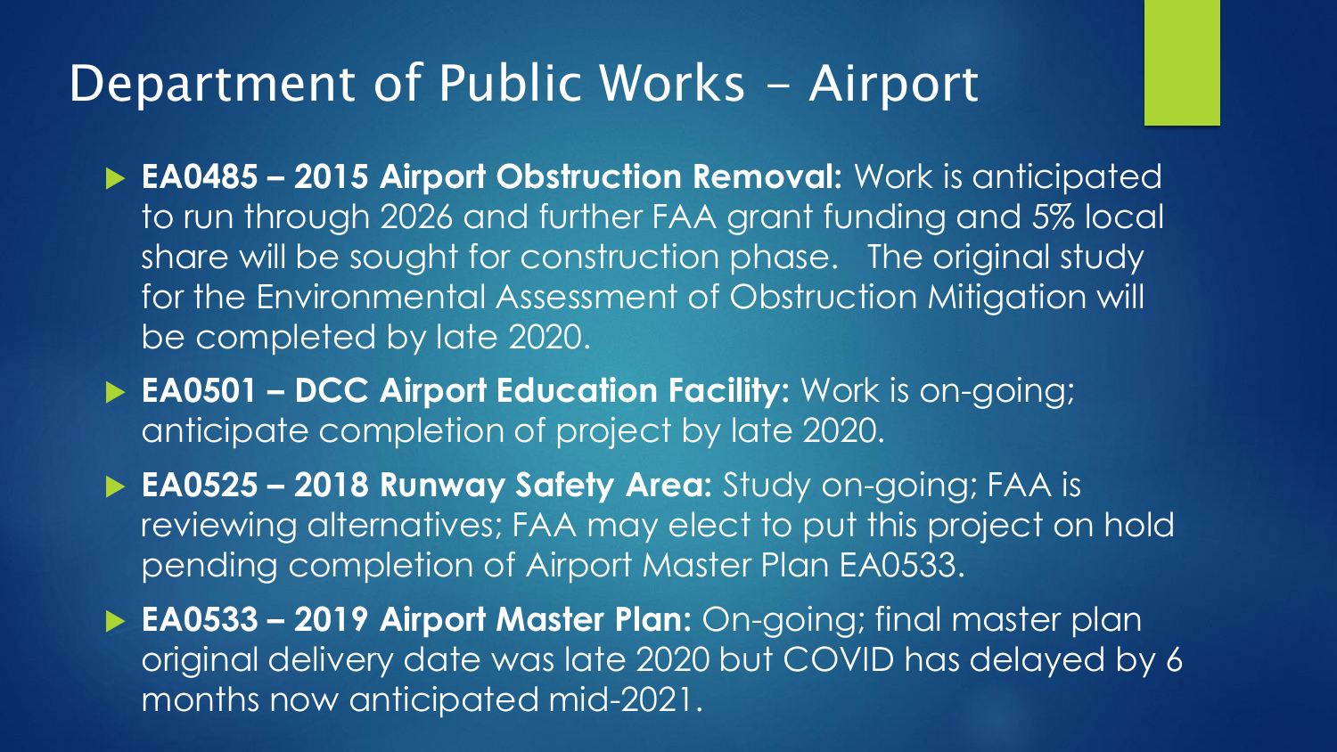# Department of Public Works – Airport

- **EA0485 – 2015 Airport Obstruction Removal:** Work is anticipated to run through 2026 and further FAA grant funding and 5% local share will be sought for construction phase. The original study for the Environmental Assessment of Obstruction Mitigation will be completed by late 2020.
- **EA0501 – DCC Airport Education Facility:** Work is on-going; anticipate completion of project by late 2020.
- **EA0525 – 2018 Runway Safety Area:** Study on-going; FAA is reviewing alternatives; FAA may elect to put this project on hold pending completion of Airport Master Plan EA0533.
- **EA0533 – 2019 Airport Master Plan:** On-going; final master plan original delivery date was late 2020 but COVID has delayed by 6 months now anticipated mid-2021.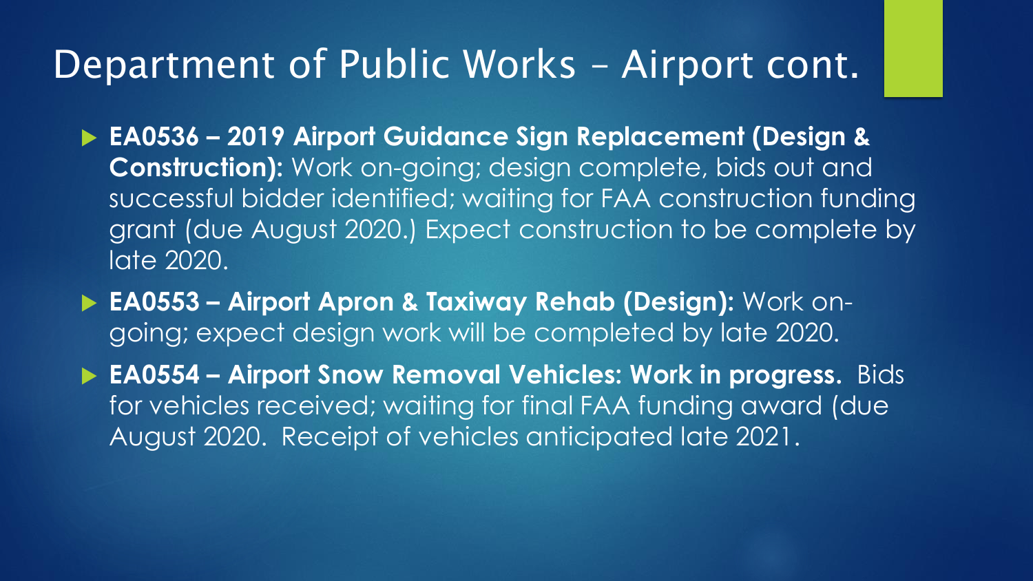# Department of Public Works – Airport cont.

- **EA0536 – 2019 Airport Guidance Sign Replacement (Design & Construction):** Work on-going; design complete, bids out and successful bidder identified; waiting for FAA construction funding grant (due August 2020.) Expect construction to be complete by late 2020.
- **EA0553 – Airport Apron & Taxiway Rehab (Design):** Work on-going; expect design work will be completed by late 2020.
- **EA0554 – Airport Snow Removal Vehicles: Work in progress.** Bids for vehicles received; waiting for final FAA funding award (due August 2020. Receipt of vehicles anticipated late 2021.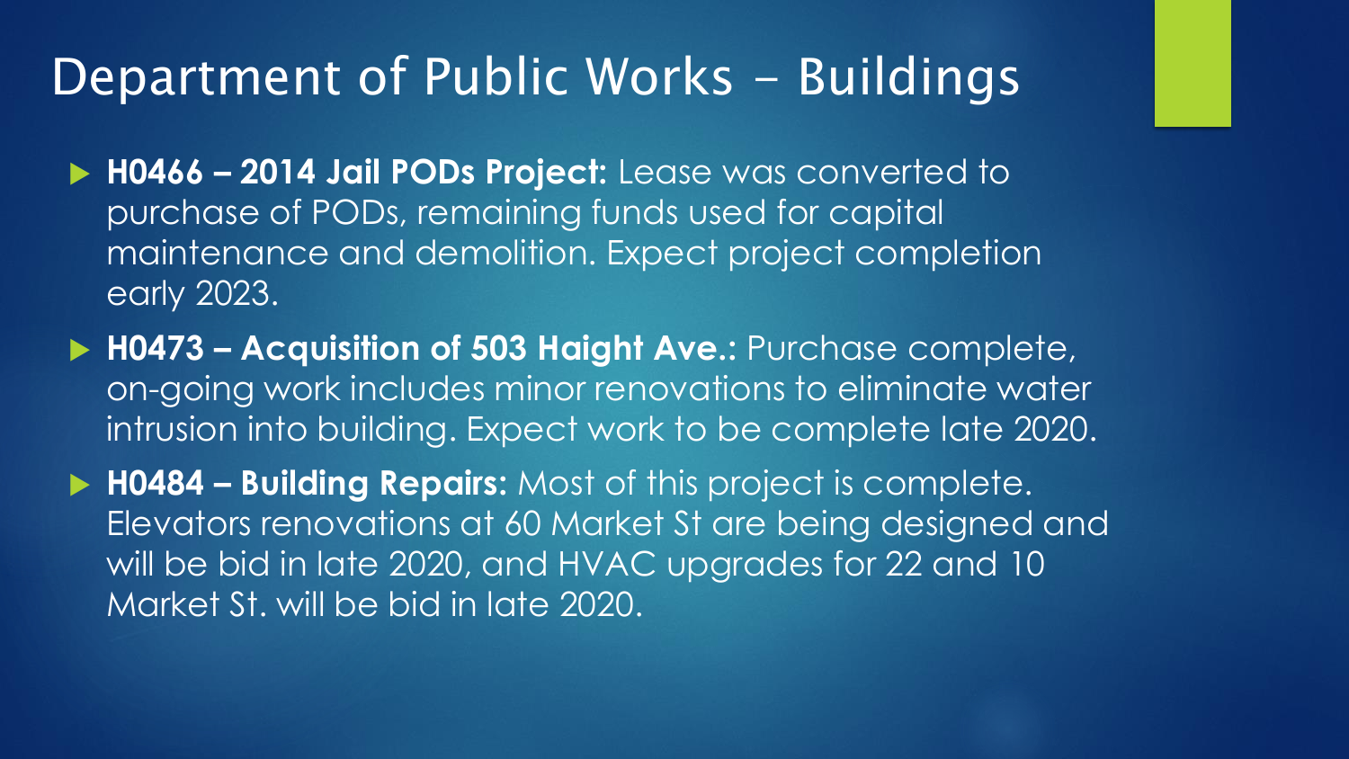# Department of Public Works – Buildings

- **H0466 – 2014 Jail PODs Project:** Lease was converted to purchase of PODs, remaining funds used for capital maintenance and demolition. Expect project completion early 2023.
- **H0473 – Acquisition of 503 Haight Ave.:** Purchase complete, on-going work includes minor renovations to eliminate water intrusion into building. Expect work to be complete late 2020.
- **H0484 – Building Repairs:** Most of this project is complete. Elevators renovations at 60 Market St are being designed and will be bid in late 2020, and HVAC upgrades for 22 and 10 Market St. will be bid in late 2020.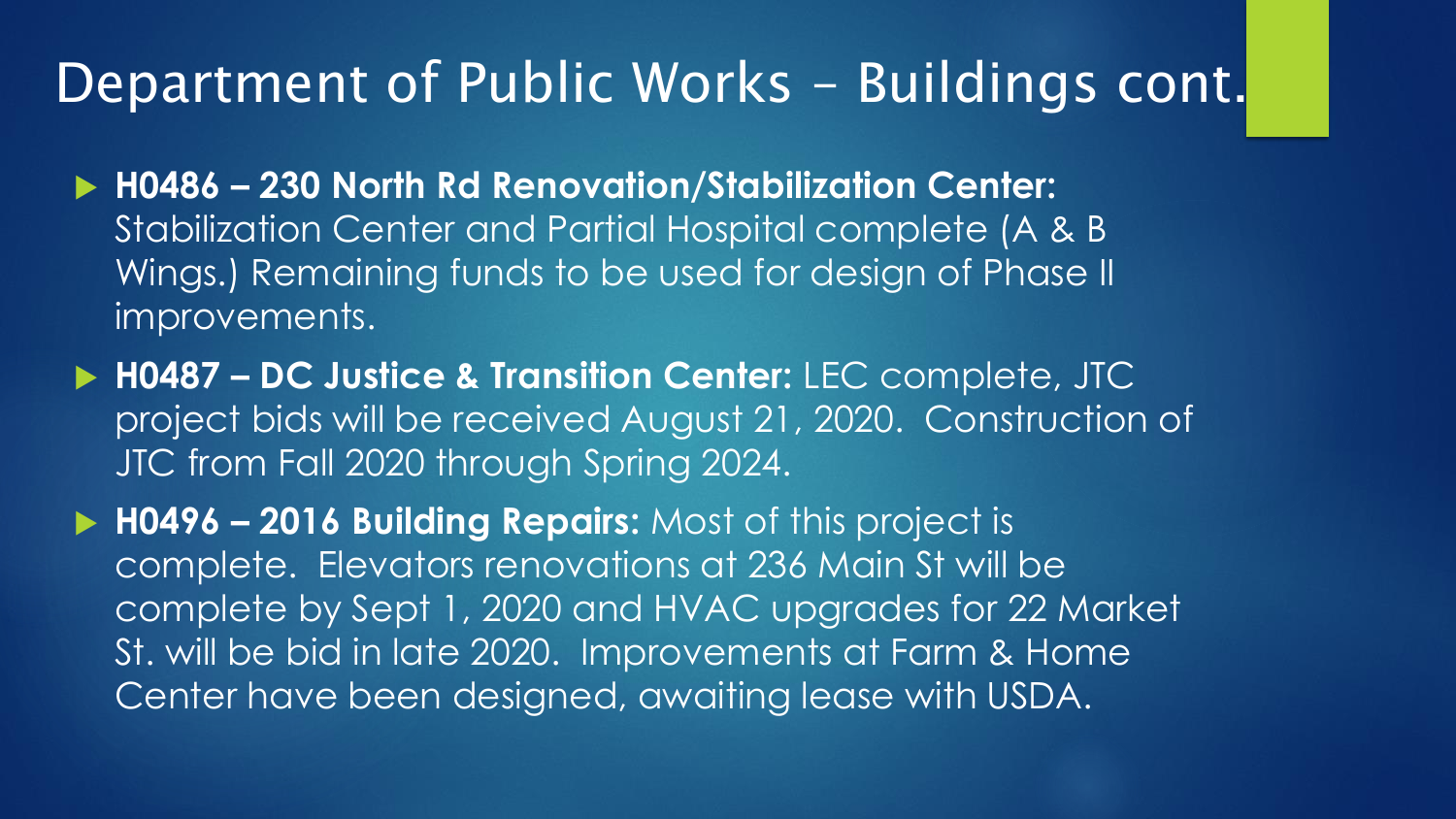# Department of Public Works – Buildings cont.

- **H0486 – 230 North Rd Renovation/Stabilization Center:** Stabilization Center and Partial Hospital complete (A & B Wings.) Remaining funds to be used for design of Phase II improvements.
- **H0487 – DC Justice & Transition Center:** LEC complete, JTC project bids will be received August 21, 2020. Construction of JTC from Fall 2020 through Spring 2024.
- **H0496 – 2016 Building Repairs:** Most of this project is complete. Elevators renovations at 236 Main St will be complete by Sept 1, 2020 and HVAC upgrades for 22 Market St. will be bid in late 2020. Improvements at Farm & Home Center have been designed, awaiting lease with USDA.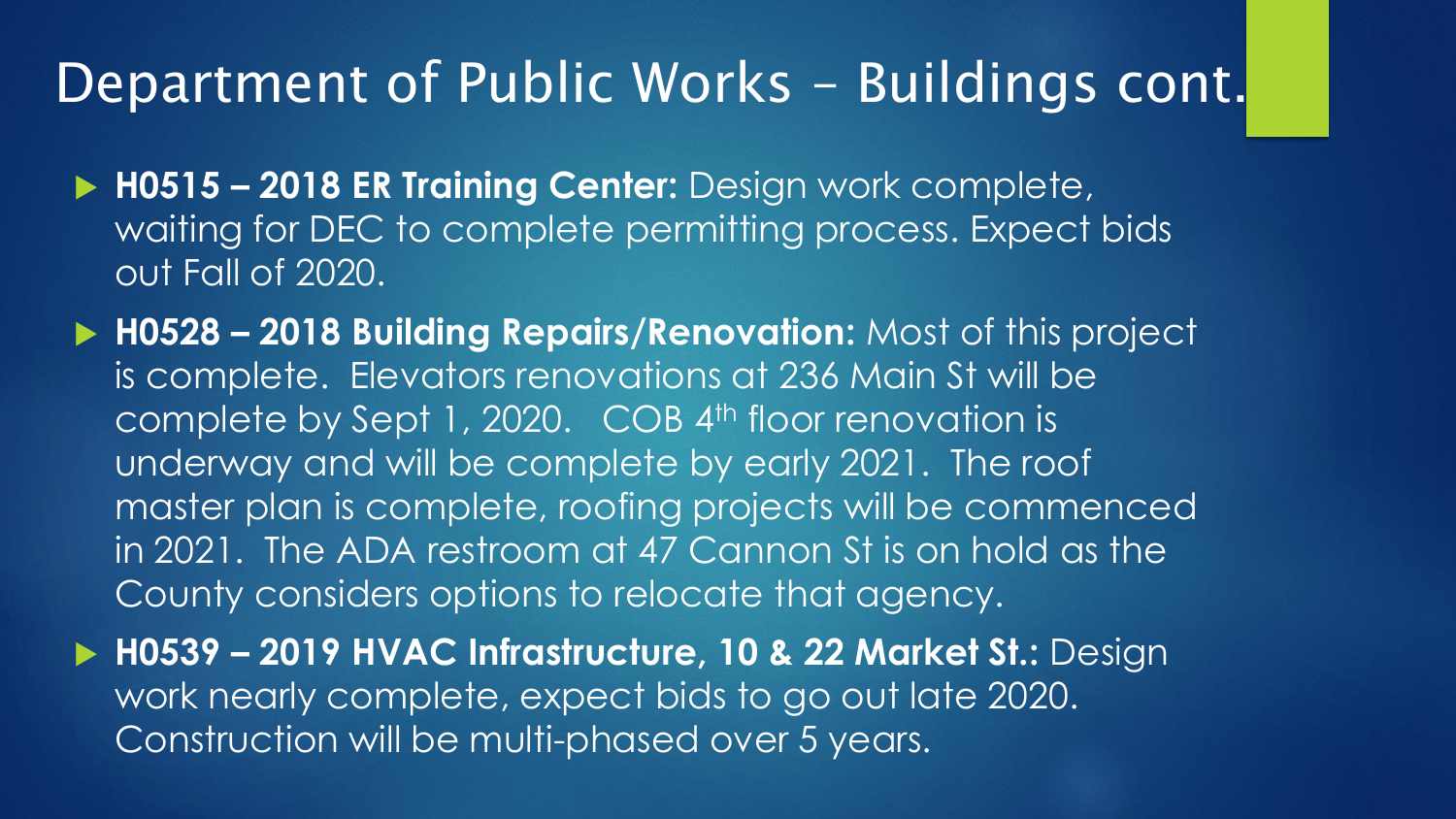# Department of Public Works – Buildings cont.

- **H0515 – 2018 ER Training Center:** Design work complete, waiting for DEC to complete permitting process. Expect bids out Fall of 2020.
- **H0528 – 2018 Building Repairs/Renovation:** Most of this project is complete. Elevators renovations at 236 Main St will be complete by Sept 1, 2020. COB 4th floor renovation is underway and will be complete by early 2021. The roof master plan is complete, roofing projects will be commenced in 2021. The ADA restroom at 47 Cannon St is on hold as the County considers options to relocate that agency.
- **H0539 – 2019 HVAC Infrastructure, 10 & 22 Market St.:** Design work nearly complete, expect bids to go out late 2020. Construction will be multi-phased over 5 years.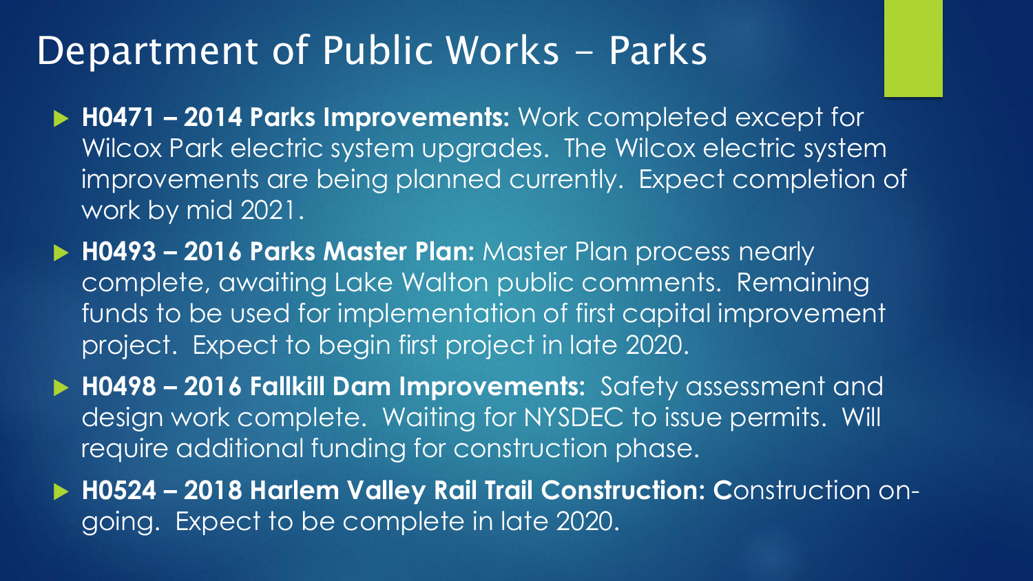# Department of Public Works – Parks

- **H0471 – 2014 Parks Improvements:** Work completed except for Wilcox Park electric system upgrades. The Wilcox electric system improvements are being planned currently. Expect completion of work by mid 2021.
- **H0493 – 2016 Parks Master Plan:** Master Plan process nearly complete, awaiting Lake Walton public comments. Remaining funds to be used for implementation of first capital improvement project. Expect to begin first project in late 2020.
- **H0498 – 2016 Fallkill Dam Improvements:** Safety assessment and design work complete. Waiting for NYSDEC to issue permits. Will require additional funding for construction phase.
- **H0524 – 2018 Harlem Valley Rail Trail Construction: C**onstruction on-going. Expect to be complete in late 2020.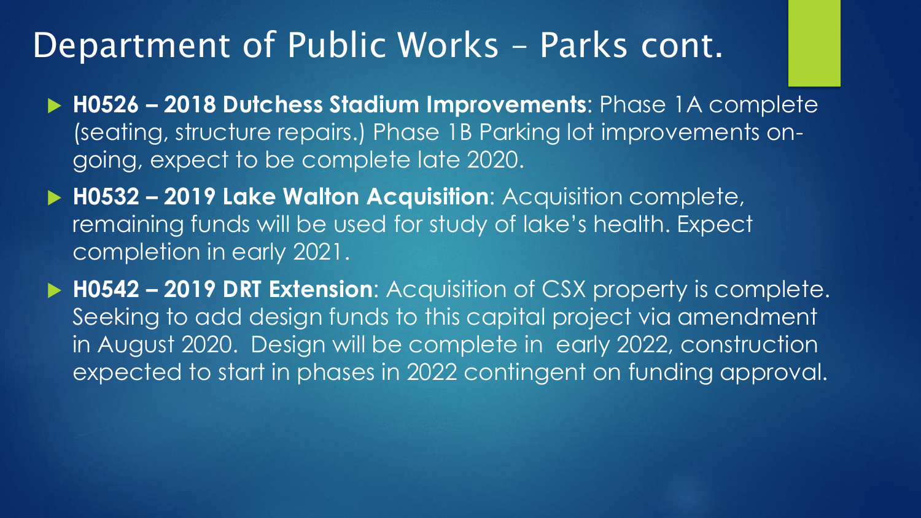# Department of Public Works – Parks cont.

- **H0526 – 2018 Dutchess Stadium Improvements**: Phase 1A complete (seating, structure repairs.) Phase 1B Parking lot improvements on-going, expect to be complete late 2020.
- **H0532 – 2019 Lake Walton Acquisition**: Acquisition complete, remaining funds will be used for study of lake's health. Expect completion in early 2021.
- **H0542 – 2019 DRT Extension**: Acquisition of CSX property is complete. Seeking to add design funds to this capital project via amendment in August 2020. Design will be complete in early 2022, construction expected to start in phases in 2022 contingent on funding approval.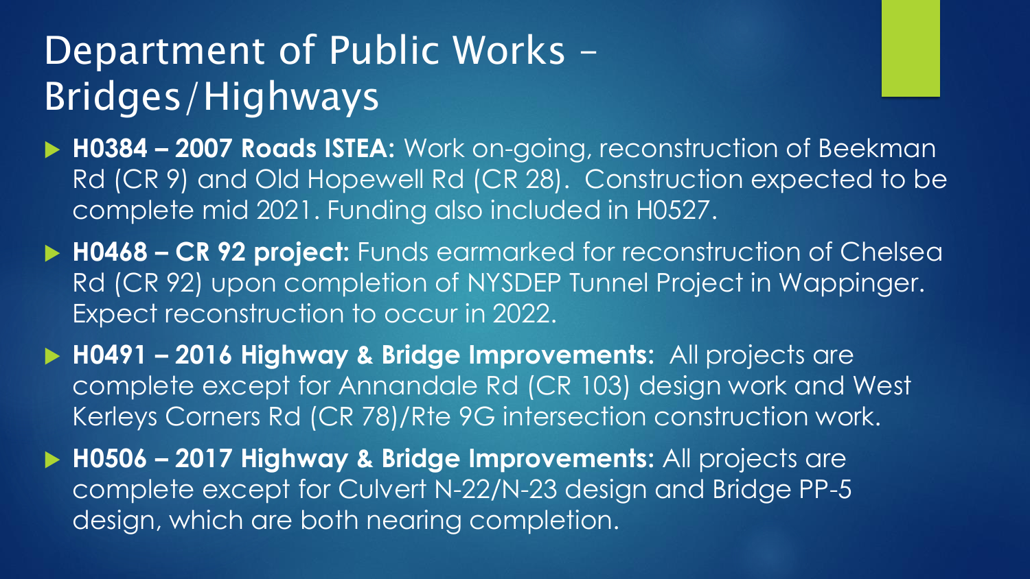# Department of Public Works – Bridges/Highways

- **H0384 – 2007 Roads ISTEA:** Work on-going, reconstruction of Beekman Rd (CR 9) and Old Hopewell Rd (CR 28). Construction expected to be complete mid 2021. Funding also included in H0527.
- **H0468 – CR 92 project:** Funds earmarked for reconstruction of Chelsea Rd (CR 92) upon completion of NYSDEP Tunnel Project in Wappinger. Expect reconstruction to occur in 2022.
- **H0491 – 2016 Highway & Bridge Improvements:** All projects are complete except for Annandale Rd (CR 103) design work and West Kerleys Corners Rd (CR 78)/Rte 9G intersection construction work.
- **H0506 – 2017 Highway & Bridge Improvements:** All projects are complete except for Culvert N-22/N-23 design and Bridge PP-5 design, which are both nearing completion.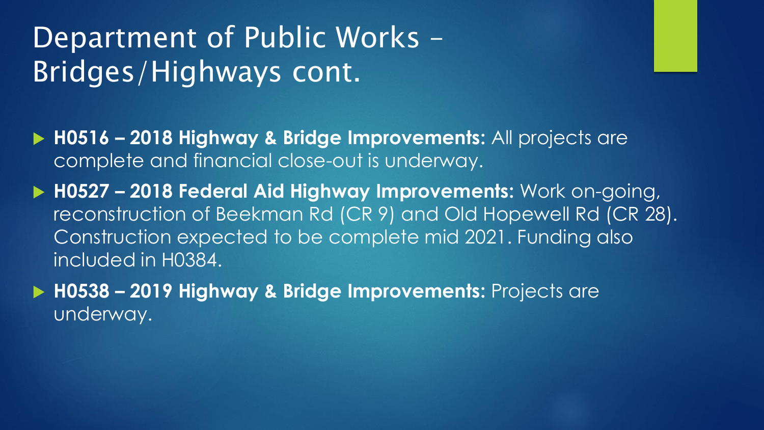# Department of Public Works – Bridges/Highways cont.

- **H0516 – 2018 Highway & Bridge Improvements:** All projects are complete and financial close-out is underway.
- **H0527 – 2018 Federal Aid Highway Improvements:** Work on-going, reconstruction of Beekman Rd (CR 9) and Old Hopewell Rd (CR 28). Construction expected to be complete mid 2021. Funding also included in H0384.
- **H0538 – 2019 Highway & Bridge Improvements:** Projects are underway.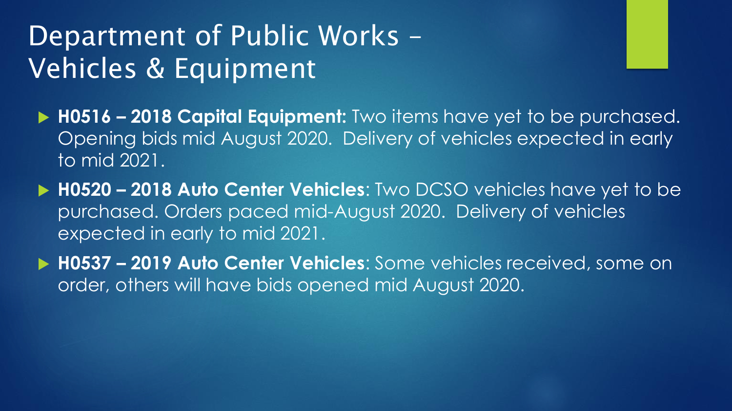# Department of Public Works – Vehicles & Equipment

- **H0516 – 2018 Capital Equipment:** Two items have yet to be purchased. Opening bids mid August 2020. Delivery of vehicles expected in early to mid 2021.
- **H0520 – 2018 Auto Center Vehicles**: Two DCSO vehicles have yet to be purchased. Orders paced mid-August 2020. Delivery of vehicles expected in early to mid 2021.
- **H0537 – 2019 Auto Center Vehicles**: Some vehicles received, some on order, others will have bids opened mid August 2020.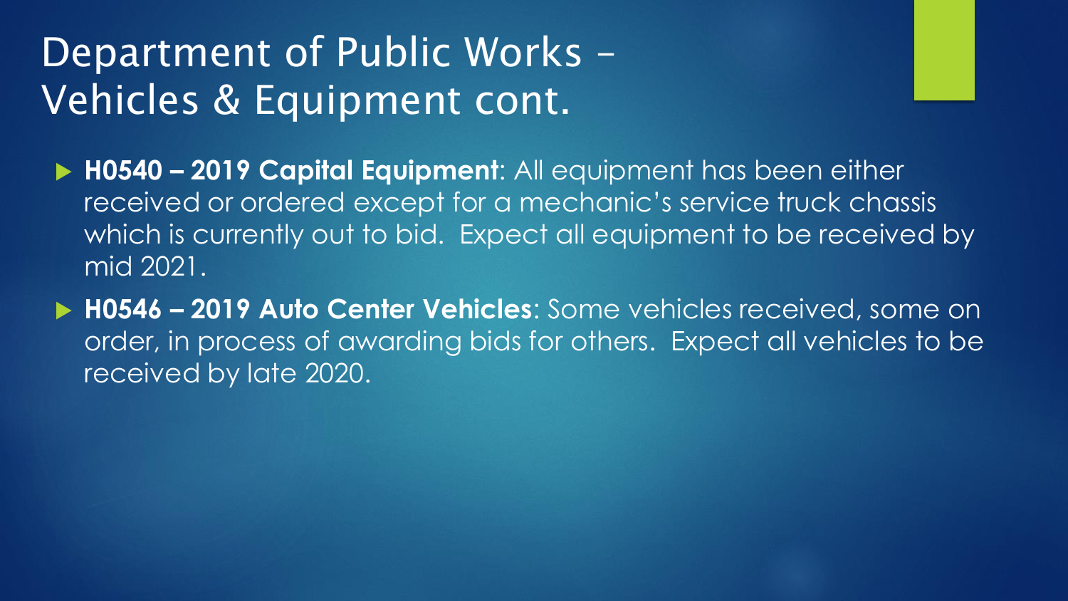# Department of Public Works – Vehicles & Equipment cont.

- **H0540 – 2019 Capital Equipment**: All equipment has been either received or ordered except for a mechanic's service truck chassis which is currently out to bid. Expect all equipment to be received by mid 2021.
- **H0546 – 2019 Auto Center Vehicles**: Some vehicles received, some on order, in process of awarding bids for others. Expect all vehicles to be received by late 2020.